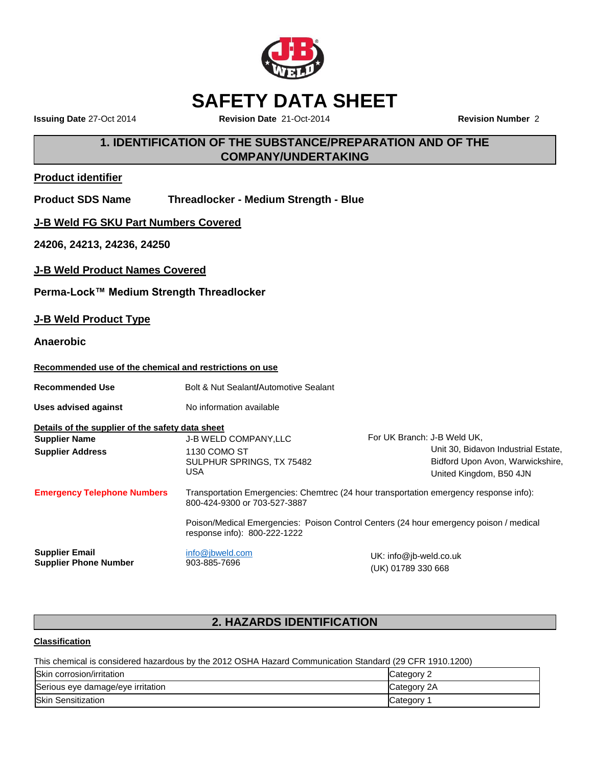# SAFETY DATA SHEET

**Issuing Date** 27-Oct 2014 **Revision Date** 21-Oct-2014 **Revision Number** 2

## 1. IDENTIFICATION OF THE SUBSTANCE/PREPARATION AND OF THE COMPANY/UNDERTAKING

### Product identifier

**Product SDS Name** **Threadlocker - Medium Strength - Blue**

### J-B Weld FG SKU Part Numbers Covered

**24206, 24213, 24236, 24250**

### J-B Weld Product Names Covered

**Perma-Lock™ Medium Strength Threadlocker**

### J-B Weld Product Type

**Anaerobic**

**Recommended use of the chemical and restrictions on use**

**Recommended Use** Bolt & Nut Sealant/Automotive Sealant

**Uses advised against** No information available

**Details of the supplier of the safety data sheet**

**Supplier Name** J-B WELD COMPANY,LLC

**Supplier Address** 1130 COMO ST
SULPHUR SPRINGS, TX 75482
USA

For UK Branch: J-B Weld UK,
Unit 30, Bidavon Industrial Estate,
Bidford Upon Avon, Warwickshire,
United Kingdom, B50 4JN

**Emergency Telephone Numbers** Transportation Emergencies: Chemtrec (24 hour transportation emergency response info): 800-424-9300 or 703-527-3887

Poison/Medical Emergencies: Poison Control Centers (24 hour emergency poison / medical response info): 800-222-1222

**Supplier Email** info@jbweld.com
**Supplier Phone Number** 903-885-7696

UK: info@jb-weld.co.uk
(UK) 01789 330 668

## 2. HAZARDS IDENTIFICATION

**Classification**

This chemical is considered hazardous by the 2012 OSHA Hazard Communication Standard (29 CFR 1910.1200)

| Hazard | Category |
|---|---|
| Skin corrosion/irritation | Category 2 |
| Serious eye damage/eye irritation | Category 2A |
| Skin Sensitization | Category 1 |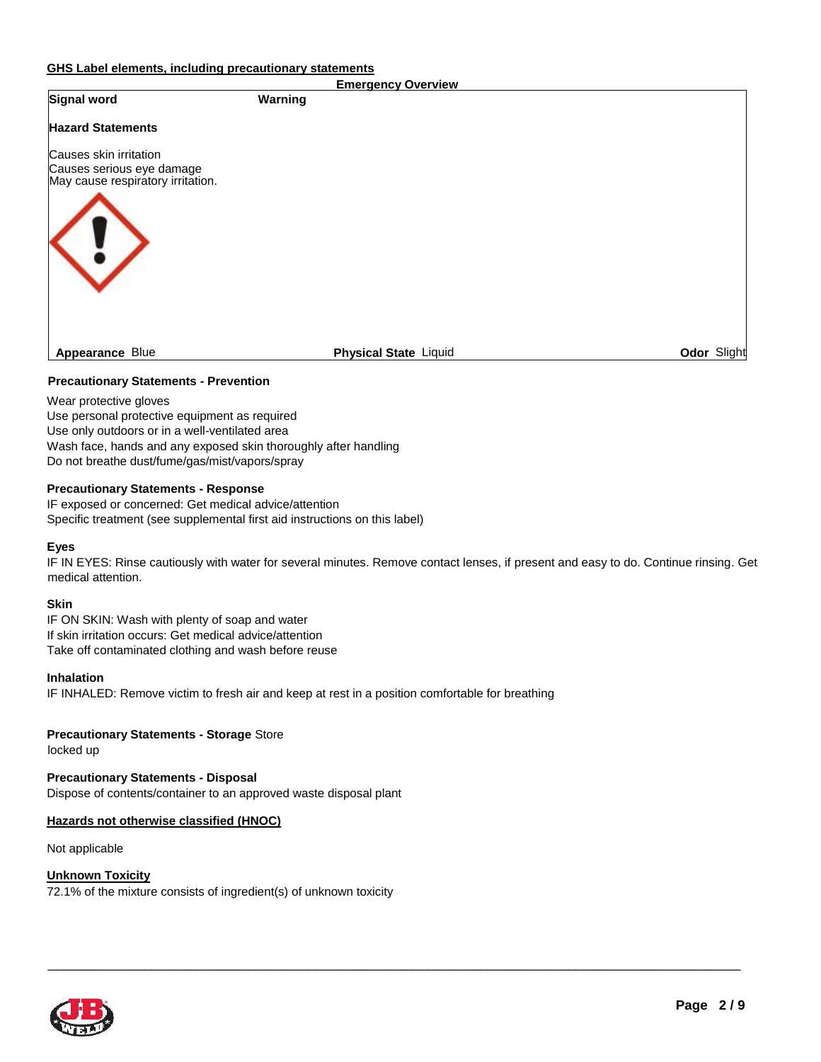## GHS Label elements, including precautionary statements

### Emergency Overview

**Signal word** Warning

**Hazard Statements**

Causes skin irritation
Causes serious eye damage
May cause respiratory irritation.

**Appearance** Blue **Physical State** Liquid **Odor** Slight

**Precautionary Statements - Prevention**

Wear protective gloves
Use personal protective equipment as required
Use only outdoors or in a well-ventilated area
Wash face, hands and any exposed skin thoroughly after handling
Do not breathe dust/fume/gas/mist/vapors/spray

**Precautionary Statements - Response**

IF exposed or concerned: Get medical advice/attention
Specific treatment (see supplemental first aid instructions on this label)

**Eyes**

IF IN EYES: Rinse cautiously with water for several minutes. Remove contact lenses, if present and easy to do. Continue rinsing. Get medical attention.

**Skin**

IF ON SKIN: Wash with plenty of soap and water
If skin irritation occurs: Get medical advice/attention
Take off contaminated clothing and wash before reuse

**Inhalation**

IF INHALED: Remove victim to fresh air and keep at rest in a position comfortable for breathing

**Precautionary Statements - Storage** Store locked up

**Precautionary Statements - Disposal**

Dispose of contents/container to an approved waste disposal plant

## Hazards not otherwise classified (HNOC)

Not applicable

## Unknown Toxicity

72.1% of the mixture consists of ingredient(s) of unknown toxicity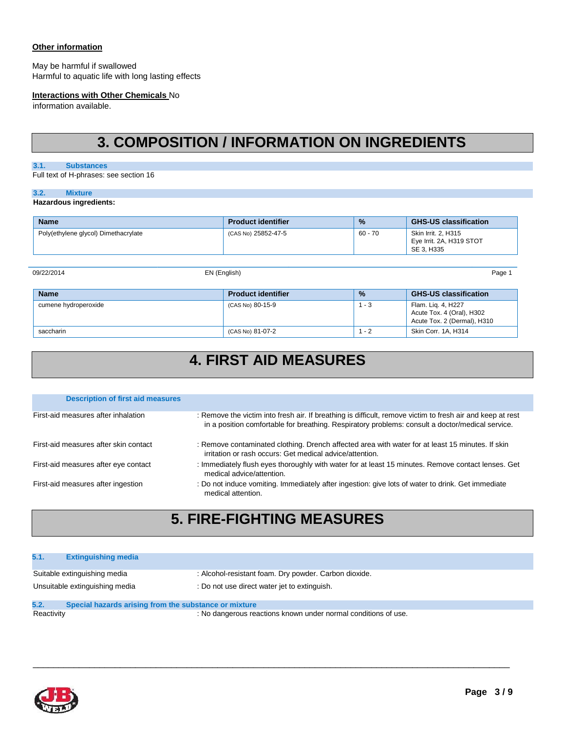**Other information**

May be harmful if swallowed
Harmful to aquatic life with long lasting effects

**Interactions with Other Chemicals** No information available.

# 3. COMPOSITION / INFORMATION ON INGREDIENTS

### 3.1. Substances

Full text of H-phrases: see section 16

### 3.2. Mixture

**Hazardous ingredients:**

| Name | Product identifier | % | GHS-US classification |
|---|---|---|---|
| Poly(ethylene glycol) Dimethacrylate | (CAS No) 25852-47-5 | 60 - 70 | Skin Irrit. 2, H315<br>Eye Irrit. 2A, H319 STOT SE 3, H335 |
| cumene hydroperoxide | (CAS No) 80-15-9 | 1 - 3 | Flam. Liq. 4, H227<br>Acute Tox. 4 (Oral), H302<br>Acute Tox. 2 (Dermal), H310 |
| saccharin | (CAS No) 81-07-2 | 1 - 2 | Skin Corr. 1A, H314 |

# 4. FIRST AID MEASURES

### Description of first aid measures

First-aid measures after inhalation : Remove the victim into fresh air. If breathing is difficult, remove victim to fresh air and keep at rest in a position comfortable for breathing. Respiratory problems: consult a doctor/medical service.

First-aid measures after skin contact : Remove contaminated clothing. Drench affected area with water for at least 15 minutes. If skin irritation or rash occurs: Get medical advice/attention.

First-aid measures after eye contact : Immediately flush eyes thoroughly with water for at least 15 minutes. Remove contact lenses. Get medical advice/attention.

First-aid measures after ingestion : Do not induce vomiting. Immediately after ingestion: give lots of water to drink. Get immediate medical attention.

# 5. FIRE-FIGHTING MEASURES

### 5.1. Extinguishing media

Suitable extinguishing media : Alcohol-resistant foam. Dry powder. Carbon dioxide.

Unsuitable extinguishing media : Do not use direct water jet to extinguish.

### 5.2. Special hazards arising from the substance or mixture

Reactivity : No dangerous reactions known under normal conditions of use.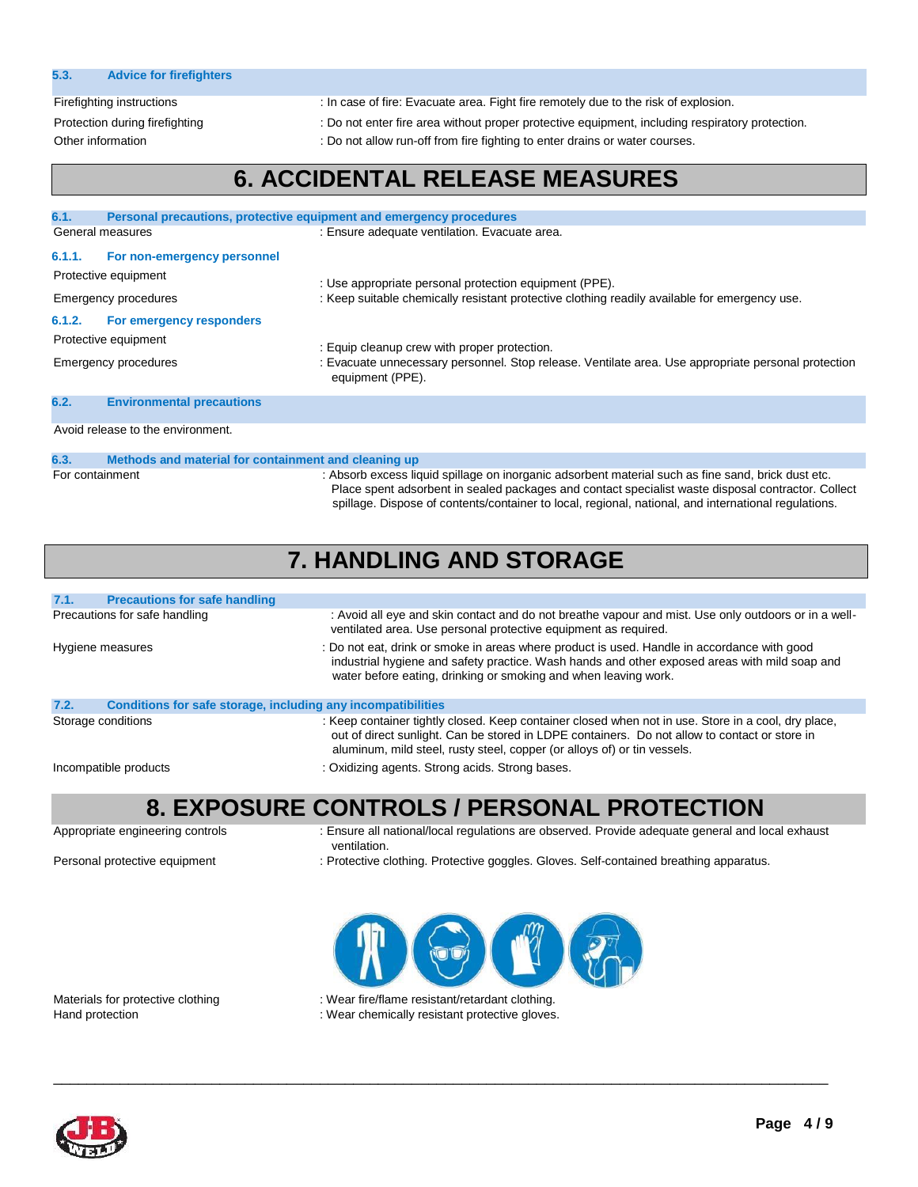### 5.3. Advice for firefighters

Firefighting instructions : In case of fire: Evacuate area. Fight fire remotely due to the risk of explosion.

Protection during firefighting : Do not enter fire area without proper protective equipment, including respiratory protection.

Other information : Do not allow run-off from fire fighting to enter drains or water courses.

# 6. ACCIDENTAL RELEASE MEASURES

### 6.1. Personal precautions, protective equipment and emergency procedures

General measures : Ensure adequate ventilation. Evacuate area.

#### 6.1.1. For non-emergency personnel

Protective equipment : Use appropriate personal protection equipment (PPE).

Emergency procedures : Keep suitable chemically resistant protective clothing readily available for emergency use.

#### 6.1.2. For emergency responders

Protective equipment : Equip cleanup crew with proper protection.

Emergency procedures : Evacuate unnecessary personnel. Stop release. Ventilate area. Use appropriate personal protection equipment (PPE).

### 6.2. Environmental precautions

Avoid release to the environment.

### 6.3. Methods and material for containment and cleaning up

For containment : Absorb excess liquid spillage on inorganic adsorbent material such as fine sand, brick dust etc. Place spent adsorbent in sealed packages and contact specialist waste disposal contractor. Collect spillage. Dispose of contents/container to local, regional, national, and international regulations.

# 7. HANDLING AND STORAGE

### 7.1. Precautions for safe handling

Precautions for safe handling : Avoid all eye and skin contact and do not breathe vapour and mist. Use only outdoors or in a well-ventilated area. Use personal protective equipment as required.

Hygiene measures : Do not eat, drink or smoke in areas where product is used. Handle in accordance with good industrial hygiene and safety practice. Wash hands and other exposed areas with mild soap and water before eating, drinking or smoking and when leaving work.

### 7.2. Conditions for safe storage, including any incompatibilities

Storage conditions : Keep container tightly closed. Keep container closed when not in use. Store in a cool, dry place, out of direct sunlight. Can be stored in LDPE containers. Do not allow to contact or store in aluminum, mild steel, rusty steel, copper (or alloys of) or tin vessels.

Incompatible products : Oxidizing agents. Strong acids. Strong bases.

# 8. EXPOSURE CONTROLS / PERSONAL PROTECTION

Appropriate engineering controls : Ensure all national/local regulations are observed. Provide adequate general and local exhaust ventilation.

Personal protective equipment : Protective clothing. Protective goggles. Gloves. Self-contained breathing apparatus.

Materials for protective clothing : Wear fire/flame resistant/retardant clothing.

Hand protection : Wear chemically resistant protective gloves.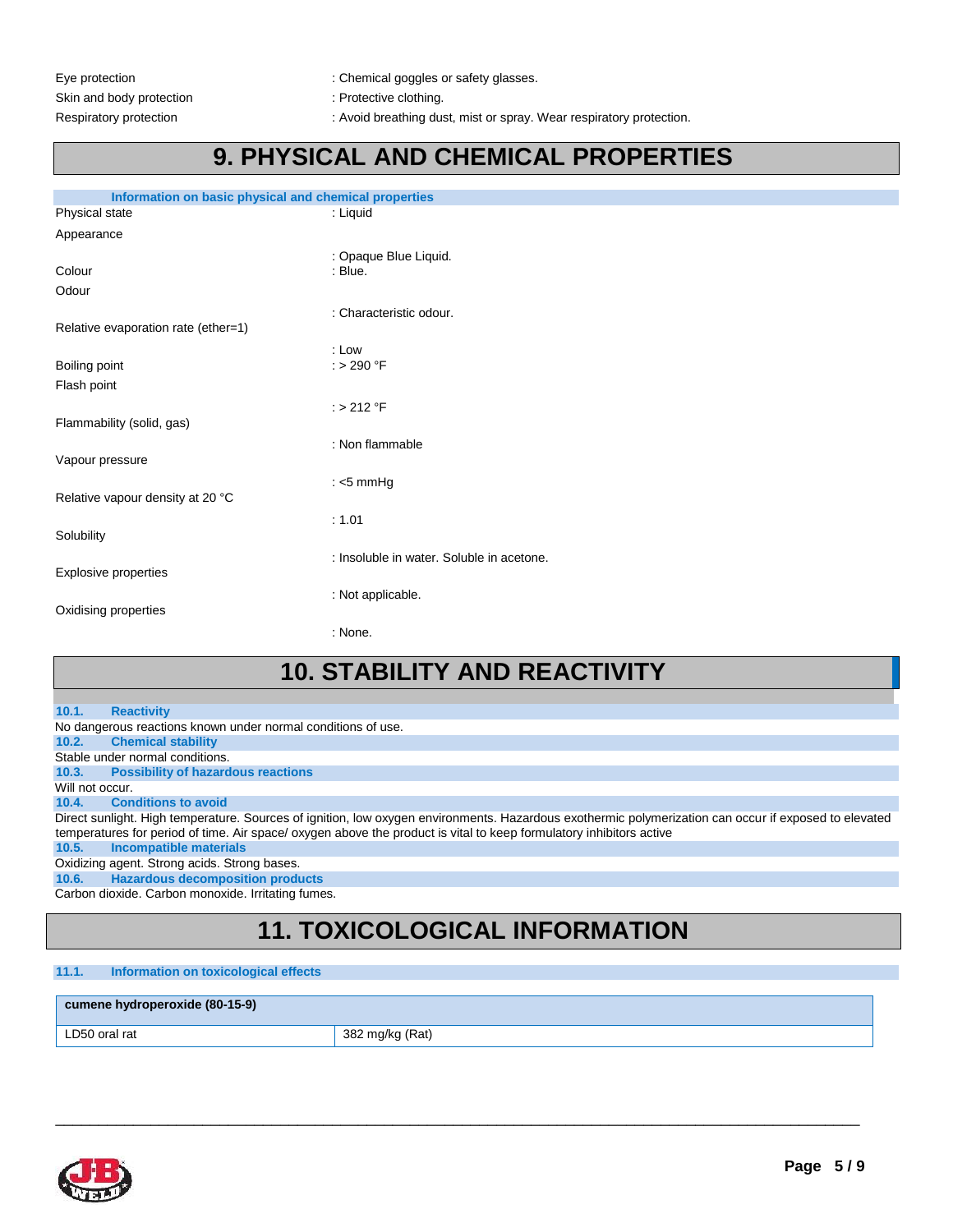| | |
|---|---|
| Eye protection | : Chemical goggles or safety glasses. |
| Skin and body protection | : Protective clothing. |
| Respiratory protection | : Avoid breathing dust, mist or spray. Wear respiratory protection. |

# 9. PHYSICAL AND CHEMICAL PROPERTIES

### Information on basic physical and chemical properties

| | |
|---|---|
| Physical state | : Liquid |
| Appearance | : Opaque Blue Liquid. |
| Colour | : Blue. |
| Odour | : Characteristic odour. |
| Relative evaporation rate (ether=1) | : Low |
| Boiling point | : > 290 °F |
| Flash point | : > 212 °F |
| Flammability (solid, gas) | : Non flammable |
| Vapour pressure | : <5 mmHg |
| Relative vapour density at 20 °C | : 1.01 |
| Solubility | : Insoluble in water. Soluble in acetone. |
| Explosive properties | : Not applicable. |
| Oxidising properties | : None. |

# 10. STABILITY AND REACTIVITY

### 10.1. Reactivity

No dangerous reactions known under normal conditions of use.

### 10.2. Chemical stability

Stable under normal conditions.

### 10.3. Possibility of hazardous reactions

Will not occur.

### 10.4. Conditions to avoid

Direct sunlight. High temperature. Sources of ignition, low oxygen environments. Hazardous exothermic polymerization can occur if exposed to elevated temperatures for period of time. Air space/ oxygen above the product is vital to keep formulatory inhibitors active

### 10.5. Incompatible materials

Oxidizing agent. Strong acids. Strong bases.

### 10.6. Hazardous decomposition products

Carbon dioxide. Carbon monoxide. Irritating fumes.

# 11. TOXICOLOGICAL INFORMATION

### 11.1. Information on toxicological effects

| **cumene hydroperoxide (80-15-9)** | |
|---|---|
| LD50 oral rat | 382 mg/kg (Rat) |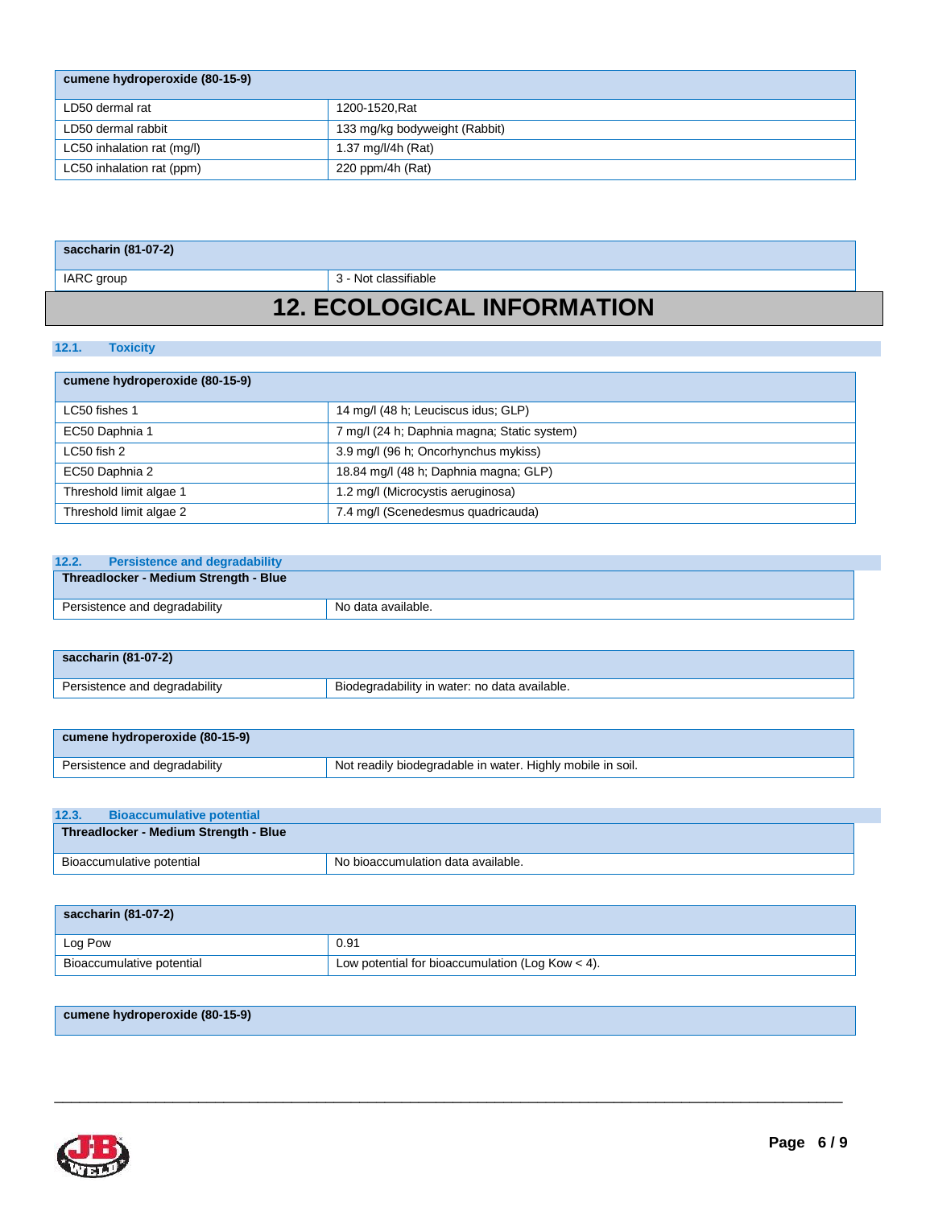| cumene hydroperoxide (80-15-9) | |
|---|---|
| LD50 dermal rat | 1200-1520,Rat |
| LD50 dermal rabbit | 133 mg/kg bodyweight (Rabbit) |
| LC50 inhalation rat (mg/l) | 1.37 mg/l/4h (Rat) |
| LC50 inhalation rat (ppm) | 220 ppm/4h (Rat) |

| saccharin (81-07-2) | |
|---|---|
| IARC group | 3 - Not classifiable |

# 12. ECOLOGICAL INFORMATION

### 12.1. Toxicity

| cumene hydroperoxide (80-15-9) | |
|---|---|
| LC50 fishes 1 | 14 mg/l (48 h; Leuciscus idus; GLP) |
| EC50 Daphnia 1 | 7 mg/l (24 h; Daphnia magna; Static system) |
| LC50 fish 2 | 3.9 mg/l (96 h; Oncorhynchus mykiss) |
| EC50 Daphnia 2 | 18.84 mg/l (48 h; Daphnia magna; GLP) |
| Threshold limit algae 1 | 1.2 mg/l (Microcystis aeruginosa) |
| Threshold limit algae 2 | 7.4 mg/l (Scenedesmus quadricauda) |

### 12.2. Persistence and degradability

| Threadlocker - Medium Strength - Blue | |
|---|---|
| Persistence and degradability | No data available. |

| saccharin (81-07-2) | |
|---|---|
| Persistence and degradability | Biodegradability in water: no data available. |

| cumene hydroperoxide (80-15-9) | |
|---|---|
| Persistence and degradability | Not readily biodegradable in water. Highly mobile in soil. |

### 12.3. Bioaccumulative potential

| Threadlocker - Medium Strength - Blue | |
|---|---|
| Bioaccumulative potential | No bioaccumulation data available. |

| saccharin (81-07-2) | |
|---|---|
| Log Pow | 0.91 |
| Bioaccumulative potential | Low potential for bioaccumulation (Log Kow < 4). |

| cumene hydroperoxide (80-15-9) |
|---|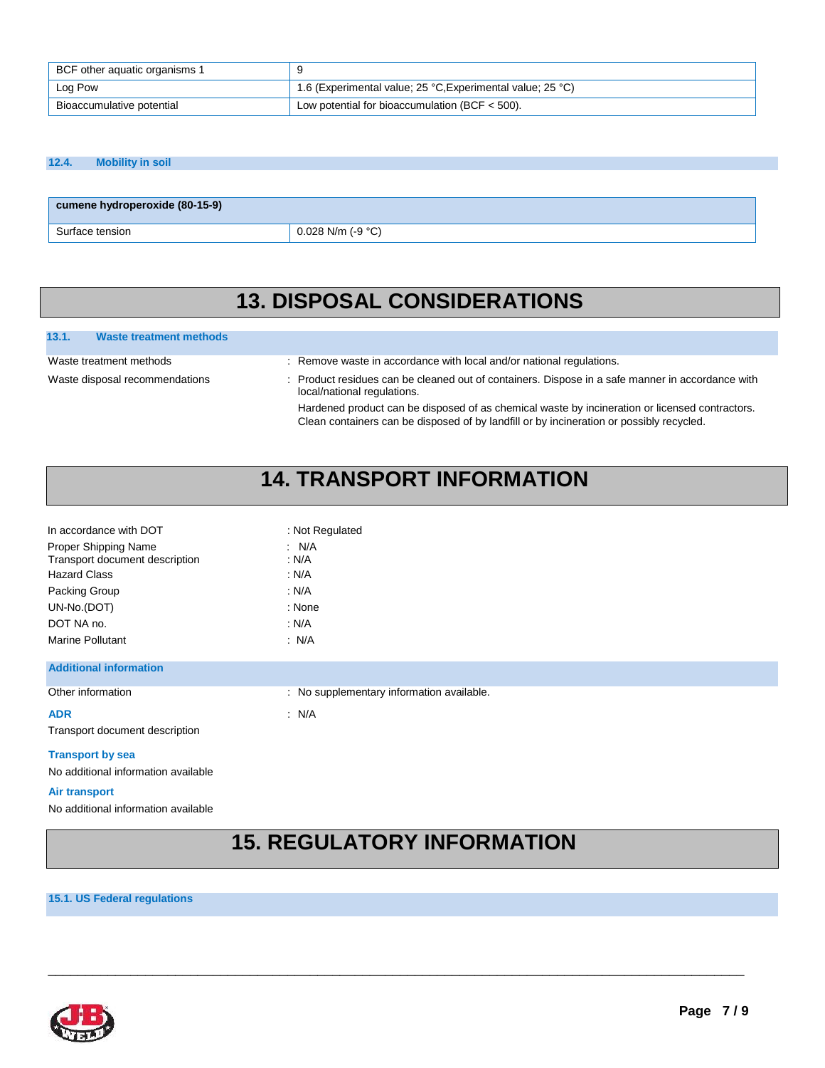| BCF other aquatic organisms 1 | 9 |
|---|---|
| Log Pow | 1.6 (Experimental value; 25 °C,Experimental value; 25 °C) |
| Bioaccumulative potential | Low potential for bioaccumulation (BCF < 500). |

### 12.4. Mobility in soil

| cumene hydroperoxide (80-15-9) | |
|---|---|
| Surface tension | 0.028 N/m (-9 °C) |

# 13. DISPOSAL CONSIDERATIONS

### 13.1. Waste treatment methods

Waste treatment methods : Remove waste in accordance with local and/or national regulations.

Waste disposal recommendations : Product residues can be cleaned out of containers. Dispose in a safe manner in accordance with local/national regulations.

Hardened product can be disposed of as chemical waste by incineration or licensed contractors. Clean containers can be disposed of by landfill or by incineration or possibly recycled.

# 14. TRANSPORT INFORMATION

In accordance with DOT : Not Regulated

Proper Shipping Name : N/A

Transport document description : N/A

Hazard Class : N/A

Packing Group : N/A

UN-No.(DOT) : None

DOT NA no. : N/A

Marine Pollutant : N/A

### Additional information

Other information : No supplementary information available.

**ADR** : N/A

Transport document description

**Transport by sea**

No additional information available

**Air transport**

No additional information available

# 15. REGULATORY INFORMATION

### 15.1. US Federal regulations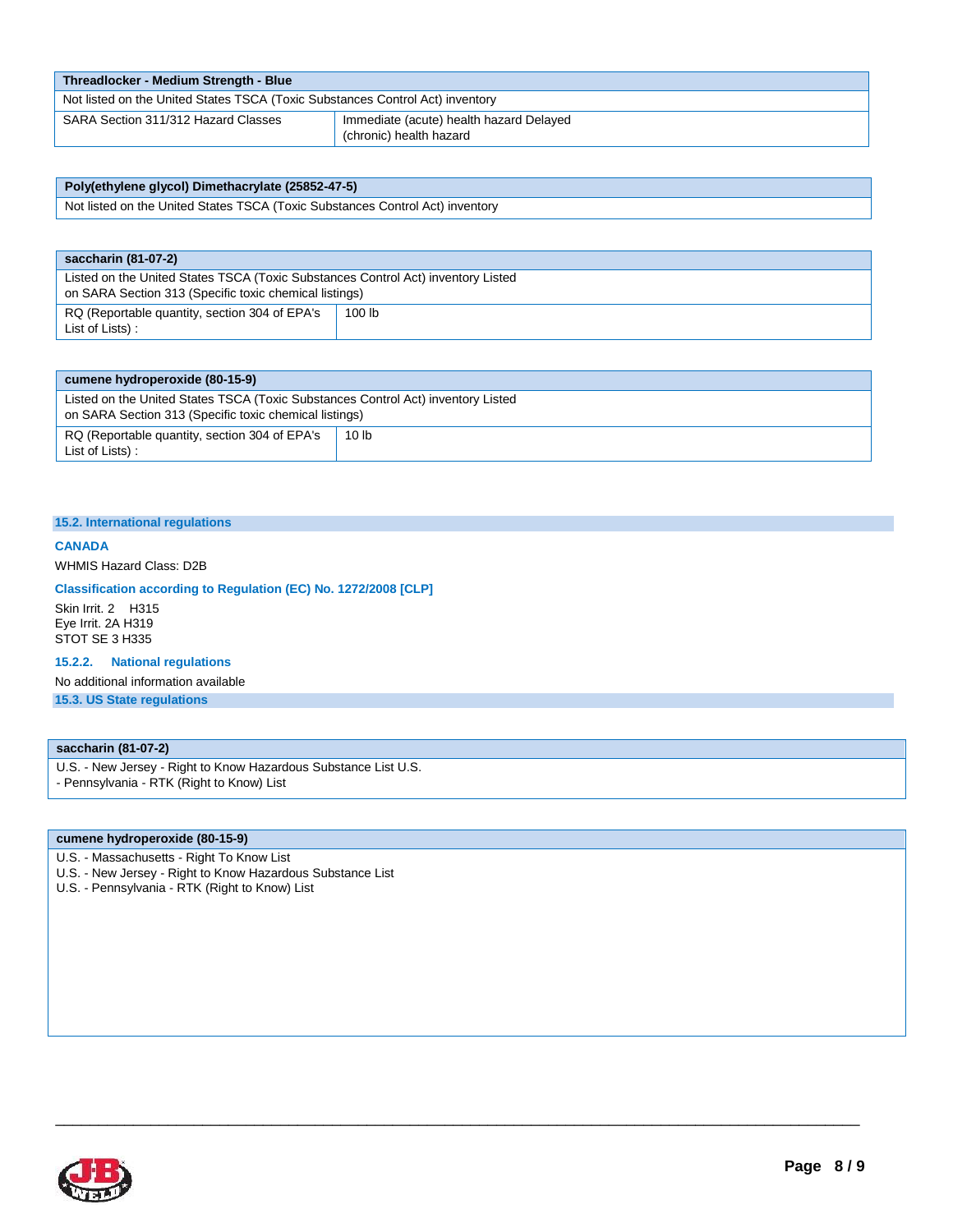| Threadlocker - Medium Strength - Blue | |
|---|---|
| Not listed on the United States TSCA (Toxic Substances Control Act) inventory | |
| SARA Section 311/312 Hazard Classes | Immediate (acute) health hazard Delayed (chronic) health hazard |

| Poly(ethylene glycol) Dimethacrylate (25852-47-5) |
|---|
| Not listed on the United States TSCA (Toxic Substances Control Act) inventory |

| saccharin (81-07-2) | |
|---|---|
| Listed on the United States TSCA (Toxic Substances Control Act) inventory Listed on SARA Section 313 (Specific toxic chemical listings) | |
| RQ (Reportable quantity, section 304 of EPA's List of Lists) : | 100 lb |

| cumene hydroperoxide (80-15-9) | |
|---|---|
| Listed on the United States TSCA (Toxic Substances Control Act) inventory Listed on SARA Section 313 (Specific toxic chemical listings) | |
| RQ (Reportable quantity, section 304 of EPA's List of Lists) : | 10 lb |

## 15.2. International regulations

### CANADA

WHMIS Hazard Class: D2B

### Classification according to Regulation (EC) No. 1272/2008 [CLP]

Skin Irrit. 2 H315
Eye Irrit. 2A H319
STOT SE 3 H335

### 15.2.2. National regulations

No additional information available

## 15.3. US State regulations

| saccharin (81-07-2) |
|---|
| U.S. - New Jersey - Right to Know Hazardous Substance List U.S. - Pennsylvania - RTK (Right to Know) List |

| cumene hydroperoxide (80-15-9) |
|---|
| U.S. - Massachusetts - Right To Know List<br>U.S. - New Jersey - Right to Know Hazardous Substance List<br>U.S. - Pennsylvania - RTK (Right to Know) List |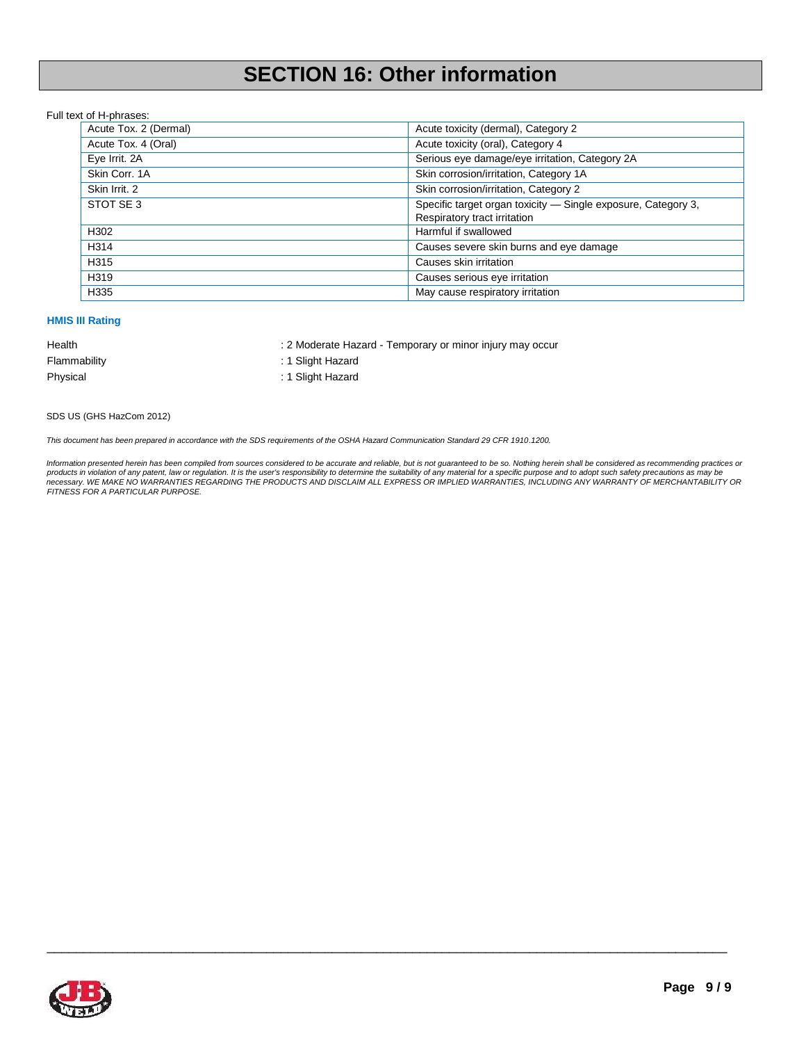# SECTION 16: Other information

Full text of H-phrases:

| | |
|---|---|
| Acute Tox. 2 (Dermal) | Acute toxicity (dermal), Category 2 |
| Acute Tox. 4 (Oral) | Acute toxicity (oral), Category 4 |
| Eye Irrit. 2A | Serious eye damage/eye irritation, Category 2A |
| Skin Corr. 1A | Skin corrosion/irritation, Category 1A |
| Skin Irrit. 2 | Skin corrosion/irritation, Category 2 |
| STOT SE 3 | Specific target organ toxicity — Single exposure, Category 3, Respiratory tract irritation |
| H302 | Harmful if swallowed |
| H314 | Causes severe skin burns and eye damage |
| H315 | Causes skin irritation |
| H319 | Causes serious eye irritation |
| H335 | May cause respiratory irritation |

**HMIS III Rating**

Health : 2 Moderate Hazard - Temporary or minor injury may occur

Flammability : 1 Slight Hazard

Physical : 1 Slight Hazard

SDS US (GHS HazCom 2012)

*This document has been prepared in accordance with the SDS requirements of the OSHA Hazard Communication Standard 29 CFR 1910.1200.*

*Information presented herein has been compiled from sources considered to be accurate and reliable, but is not guaranteed to be so. Nothing herein shall be considered as recommending practices or products in violation of any patent, law or regulation. It is the user's responsibility to determine the suitability of any material for a specific purpose and to adopt such safety precautions as may be necessary. WE MAKE NO WARRANTIES REGARDING THE PRODUCTS AND DISCLAIM ALL EXPRESS OR IMPLIED WARRANTIES, INCLUDING ANY WARRANTY OF MERCHANTABILITY OR FITNESS FOR A PARTICULAR PURPOSE.*